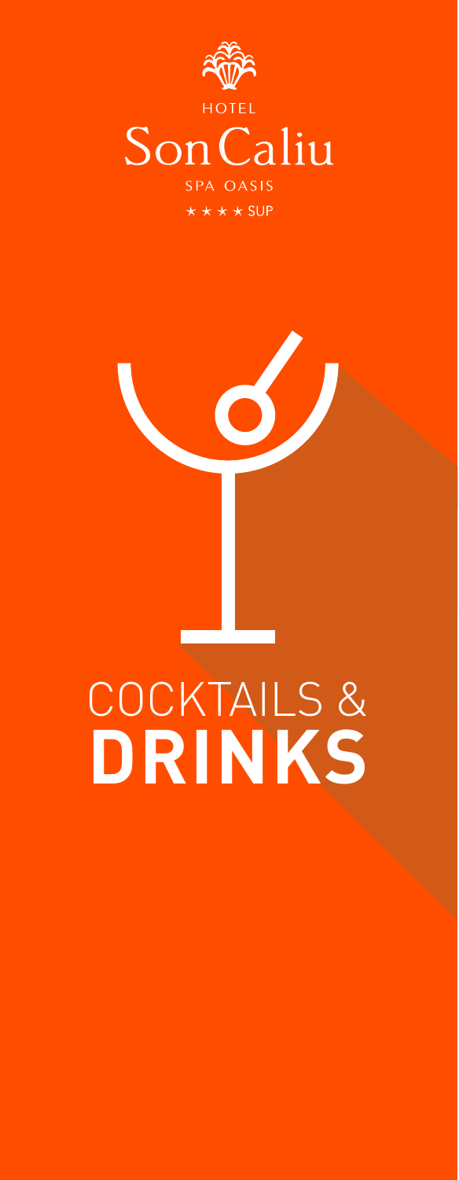HOTEL

# Son Caliu

SPA OASIS

★ ★ ★ ★ SUP

# COCKTAILS & **DRINKS**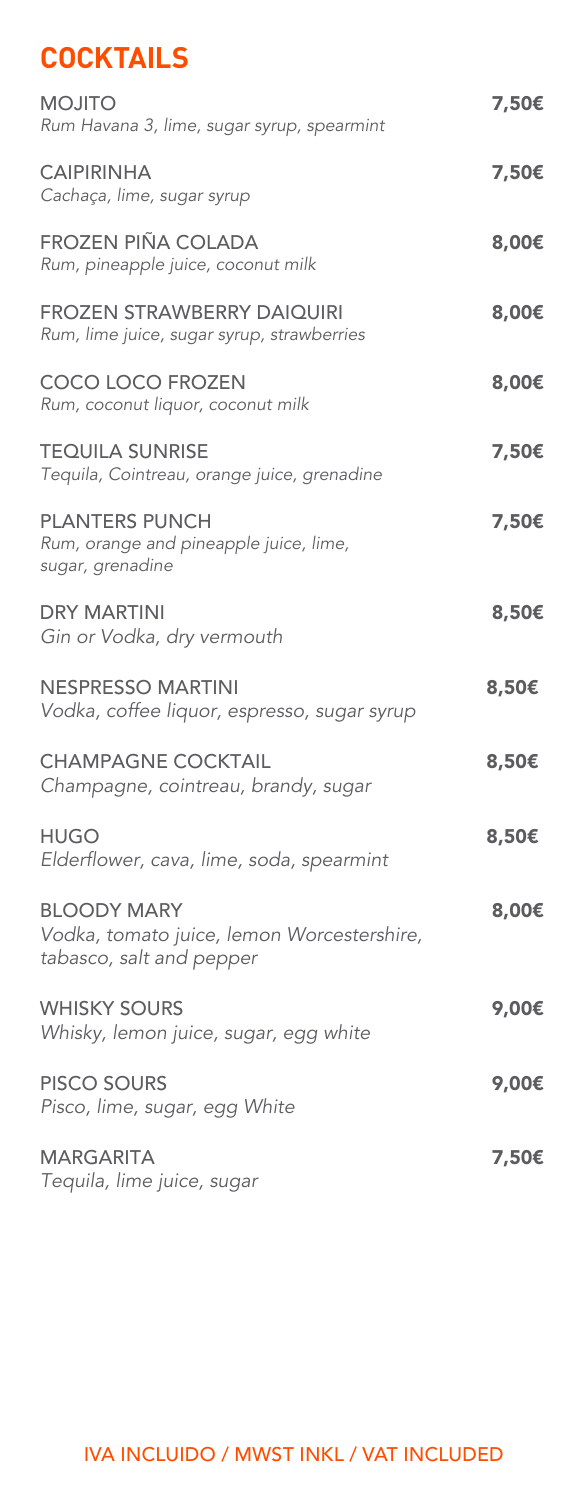## COCKTAILS

**MOJITO** — **7,50€**
*Rum Havana 3, lime, sugar syrup, spearmint*

**CAIPIRINHA** — **7,50€**
*Cachaça, lime, sugar syrup*

**FROZEN PIÑA COLADA** — **8,00€**
*Rum, pineapple juice, coconut milk*

**FROZEN STRAWBERRY DAIQUIRI** — **8,00€**
*Rum, lime juice, sugar syrup, strawberries*

**COCO LOCO FROZEN** — **8,00€**
*Rum, coconut liquor, coconut milk*

**TEQUILA SUNRISE** — **7,50€**
*Tequila, Cointreau, orange juice, grenadine*

**PLANTERS PUNCH** — **7,50€**
*Rum, orange and pineapple juice, lime, sugar, grenadine*

**DRY MARTINI** — **8,50€**
*Gin or Vodka, dry vermouth*

**NESPRESSO MARTINI** — **8,50€**
*Vodka, coffee liquor, espresso, sugar syrup*

**CHAMPAGNE COCKTAIL** — **8,50€**
*Champagne, cointreau, brandy, sugar*

**HUGO** — **8,50€**
*Elderflower, cava, lime, soda, spearmint*

**BLOODY MARY** — **8,00€**
*Vodka, tomato juice, lemon Worcestershire, tabasco, salt and pepper*

**WHISKY SOURS** — **9,00€**
*Whisky, lemon juice, sugar, egg white*

**PISCO SOURS** — **9,00€**
*Pisco, lime, sugar, egg White*

**MARGARITA** — **7,50€**
*Tequila, lime juice, sugar*

IVA INCLUIDO / MWST INKL / VAT INCLUDED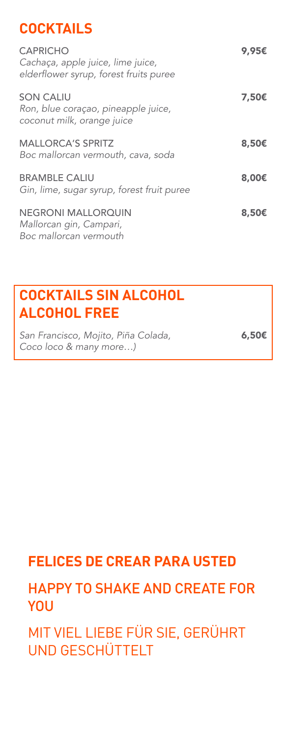## COCKTAILS

**CAPRICHO** — **9,95€**
*Cachaça, apple juice, lime juice, elderflower syrup, forest fruits puree*

**SON CALIU** — **7,50€**
*Ron, blue coraçao, pineapple juice, coconut milk, orange juice*

**MALLORCA'S SPRITZ** — **8,50€**
*Boc mallorcan vermouth, cava, soda*

**BRAMBLE CALIU** — **8,00€**
*Gin, lime, sugar syrup, forest fruit puree*

**NEGRONI MALLORQUIN** — **8,50€**
*Mallorcan gin, Campari, Boc mallorcan vermouth*

## COCKTAILS SIN ALCOHOL ALCOHOL FREE

*San Francisco, Mojito, Piña Colada, Coco loco & many more…* — **6,50€**

## FELICES DE CREAR PARA USTED

HAPPY TO SHAKE AND CREATE FOR YOU

MIT VIEL LIEBE FÜR SIE, GERÜHRT UND GESCHÜTTELT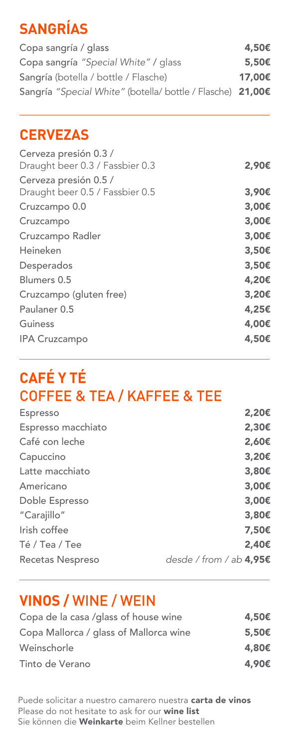## SANGRÍAS

| | |
|---|---|
| Copa sangría / glass | **4,50€** |
| Copa sangría *"Special White"* / glass | **5,50€** |
| Sangría (botella / bottle / Flasche) | **17,00€** |
| Sangría *"Special White"* (botella/ bottle / Flasche) | **21,00€** |

## CERVEZAS

| | |
|---|---|
| Cerveza presión 0.3 / Draught beer 0.3 / Fassbier 0.3 | **2,90€** |
| Cerveza presión 0.5 / Draught beer 0.5 / Fassbier 0.5 | **3,90€** |
| Cruzcampo 0.0 | **3,00€** |
| Cruzcampo | **3,00€** |
| Cruzcampo Radler | **3,00€** |
| Heineken | **3,50€** |
| Desperados | **3,50€** |
| Blumers 0.5 | **4,20€** |
| Cruzcampo (gluten free) | **3,20€** |
| Paulaner 0.5 | **4,25€** |
| Guiness | **4,00€** |
| IPA Cruzcampo | **4,50€** |

## CAFÉ Y TÉ
## COFFEE & TEA / KAFFEE & TEE

| | |
|---|---|
| Espresso | **2,20€** |
| Espresso macchiato | **2,30€** |
| Café con leche | **2,60€** |
| Capuccino | **3,20€** |
| Latte macchiato | **3,80€** |
| Americano | **3,00€** |
| Doble Espresso | **3,00€** |
| "Carajillo" | **3,80€** |
| Irish coffee | **7,50€** |
| Té / Tea / Tee | **2,40€** |
| Recetas Nespreso | *desde / from / ab* **4,95€** |

## VINOS / WINE / WEIN

| | |
|---|---|
| Copa de la casa /glass of house wine | **4,50€** |
| Copa Mallorca / glass of Mallorca wine | **5,50€** |
| Weinschorle | **4,80€** |
| Tinto de Verano | **4,90€** |

Puede solicitar a nuestro camarero nuestra **carta de vinos**
Please do not hesitate to ask for our **wine list**
Sie können die **Weinkarte** beim Kellner bestellen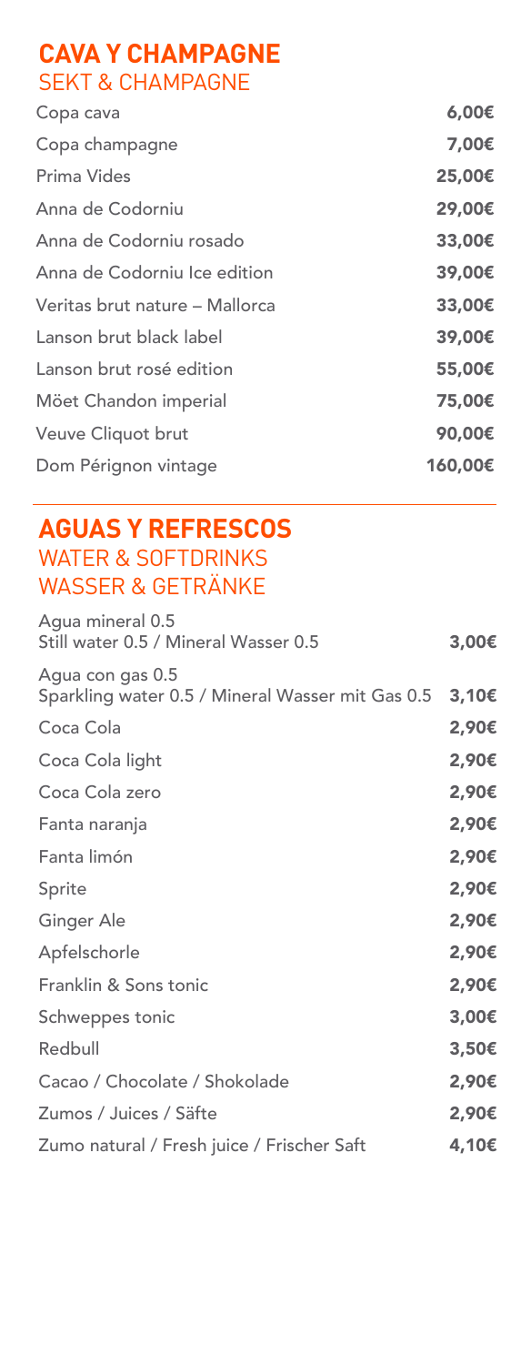## CAVA Y CHAMPAGNE
### SEKT & CHAMPAGNE

| | |
|---|---|
| Copa cava | **6,00€** |
| Copa champagne | **7,00€** |
| Prima Vides | **25,00€** |
| Anna de Codorniu | **29,00€** |
| Anna de Codorniu rosado | **33,00€** |
| Anna de Codorniu Ice edition | **39,00€** |
| Veritas brut nature – Mallorca | **33,00€** |
| Lanson brut black label | **39,00€** |
| Lanson brut rosé edition | **55,00€** |
| Möet Chandon imperial | **75,00€** |
| Veuve Cliquot brut | **90,00€** |
| Dom Pérignon vintage | **160,00€** |

## AGUAS Y REFRESCOS
### WATER & SOFTDRINKS
### WASSER & GETRÄNKE

| | |
|---|---|
| Agua mineral 0.5<br>Still water 0.5 / Mineral Wasser 0.5 | **3,00€** |
| Agua con gas 0.5<br>Sparkling water 0.5 / Mineral Wasser mit Gas 0.5 | **3,10€** |
| Coca Cola | **2,90€** |
| Coca Cola light | **2,90€** |
| Coca Cola zero | **2,90€** |
| Fanta naranja | **2,90€** |
| Fanta limón | **2,90€** |
| Sprite | **2,90€** |
| Ginger Ale | **2,90€** |
| Apfelschorle | **2,90€** |
| Franklin & Sons tonic | **2,90€** |
| Schweppes tonic | **3,00€** |
| Redbull | **3,50€** |
| Cacao / Chocolate / Shokolade | **2,90€** |
| Zumos / Juices / Säfte | **2,90€** |
| Zumo natural / Fresh juice / Frischer Saft | **4,10€** |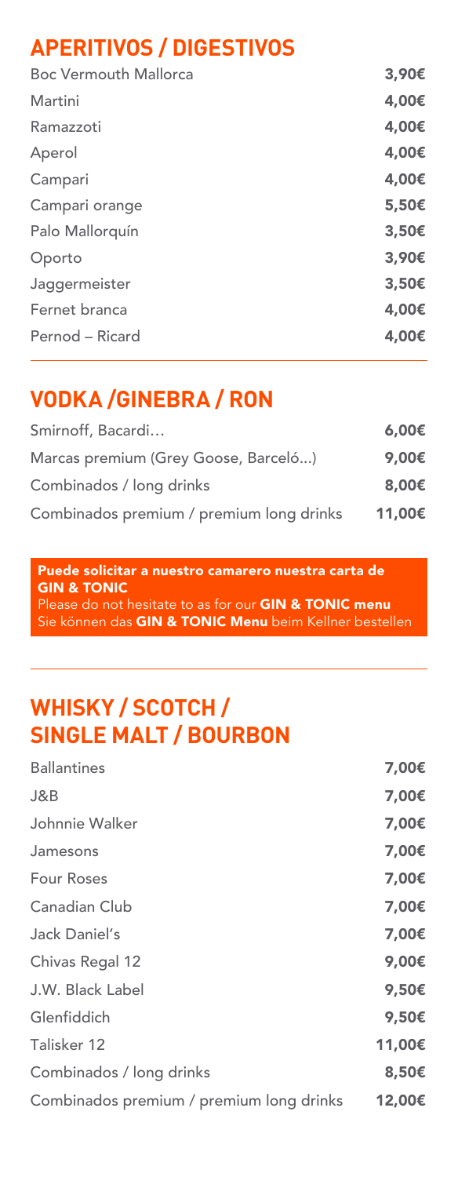## APERITIVOS / DIGESTIVOS

| | |
|---|---|
| Boc Vermouth Mallorca | **3,90€** |
| Martini | **4,00€** |
| Ramazzoti | **4,00€** |
| Aperol | **4,00€** |
| Campari | **4,00€** |
| Campari orange | **5,50€** |
| Palo Mallorquín | **3,50€** |
| Oporto | **3,90€** |
| Jaggermeister | **3,50€** |
| Fernet branca | **4,00€** |
| Pernod – Ricard | **4,00€** |

## VODKA /GINEBRA / RON

| | |
|---|---|
| Smirnoff, Bacardi… | **6,00€** |
| Marcas premium (Grey Goose, Barceló...) | **9,00€** |
| Combinados / long drinks | **8,00€** |
| Combinados premium / premium long drinks | **11,00€** |

**Puede solicitar a nuestro camarero nuestra carta de GIN & TONIC**
Please do not hesitate to as for our **GIN & TONIC menu**
Sie können das **GIN & TONIC Menu** beim Kellner bestellen

## WHISKY / SCOTCH / SINGLE MALT / BOURBON

| | |
|---|---|
| Ballantines | **7,00€** |
| J&B | **7,00€** |
| Johnnie Walker | **7,00€** |
| Jamesons | **7,00€** |
| Four Roses | **7,00€** |
| Canadian Club | **7,00€** |
| Jack Daniel's | **7,00€** |
| Chivas Regal 12 | **9,00€** |
| J.W. Black Label | **9,50€** |
| Glenfiddich | **9,50€** |
| Talisker 12 | **11,00€** |
| Combinados / long drinks | **8,50€** |
| Combinados premium / premium long drinks | **12,00€** |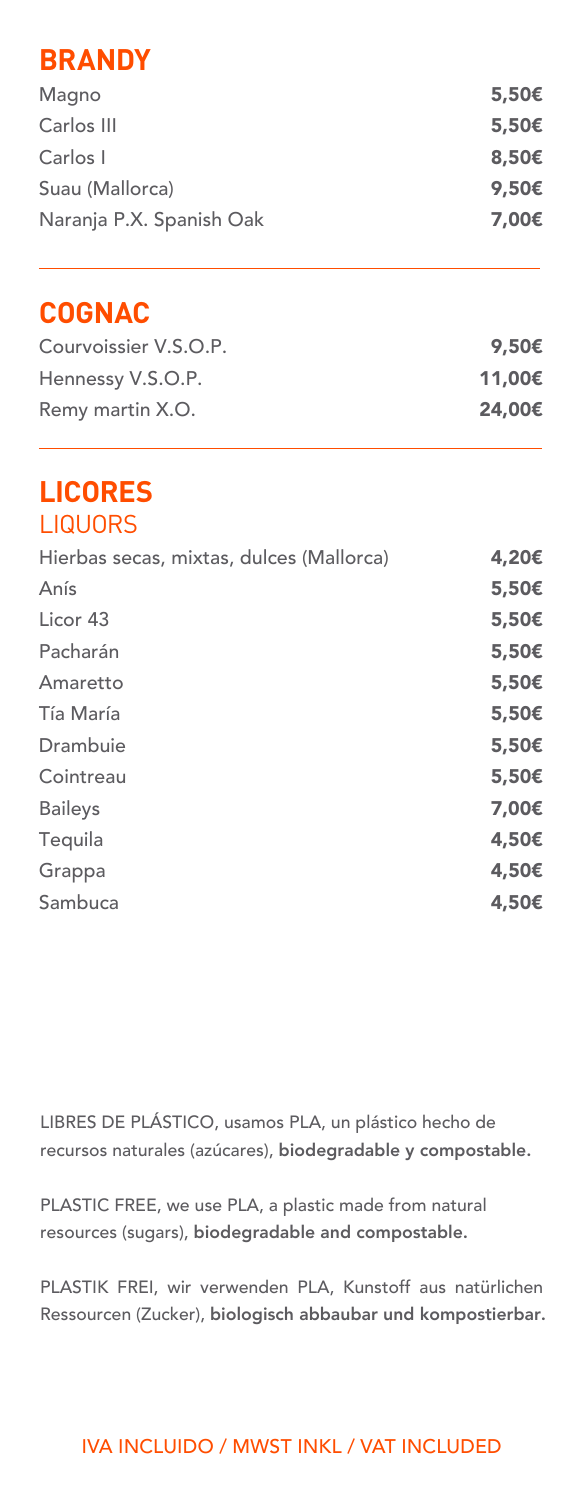## BRANDY

| | |
|---|---|
| Magno | **5,50€** |
| Carlos III | **5,50€** |
| Carlos I | **8,50€** |
| Suau (Mallorca) | **9,50€** |
| Naranja P.X. Spanish Oak | **7,00€** |

## COGNAC

| | |
|---|---|
| Courvoissier V.S.O.P. | **9,50€** |
| Hennessy V.S.O.P. | **11,00€** |
| Remy martin X.O. | **24,00€** |

## LICORES

### LIQUORS

| | |
|---|---|
| Hierbas secas, mixtas, dulces (Mallorca) | **4,20€** |
| Anís | **5,50€** |
| Licor 43 | **5,50€** |
| Pacharán | **5,50€** |
| Amaretto | **5,50€** |
| Tía María | **5,50€** |
| Drambuie | **5,50€** |
| Cointreau | **5,50€** |
| Baileys | **7,00€** |
| Tequila | **4,50€** |
| Grappa | **4,50€** |
| Sambuca | **4,50€** |

LIBRES DE PLÁSTICO, usamos PLA, un plástico hecho de recursos naturales (azúcares), **biodegradable y compostable.**

PLASTIC FREE, we use PLA, a plastic made from natural resources (sugars), **biodegradable and compostable.**

PLASTIK FREI, wir verwenden PLA, Kunstoff aus natürlichen Ressourcen (Zucker), **biologisch abbaubar und kompostierbar.**

IVA INCLUIDO / MWST INKL / VAT INCLUDED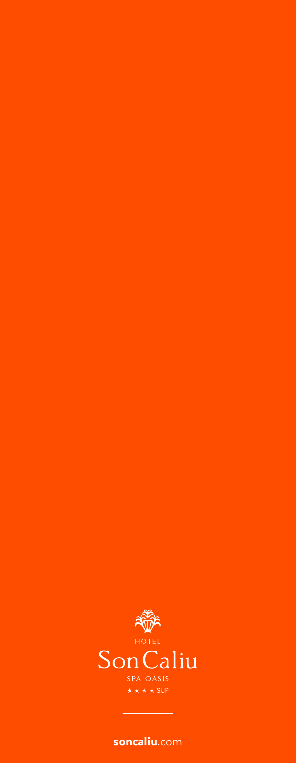HOTEL

Son Caliu

SPA OASIS

★ ★ ★ ★ SUP

**soncaliu**.com